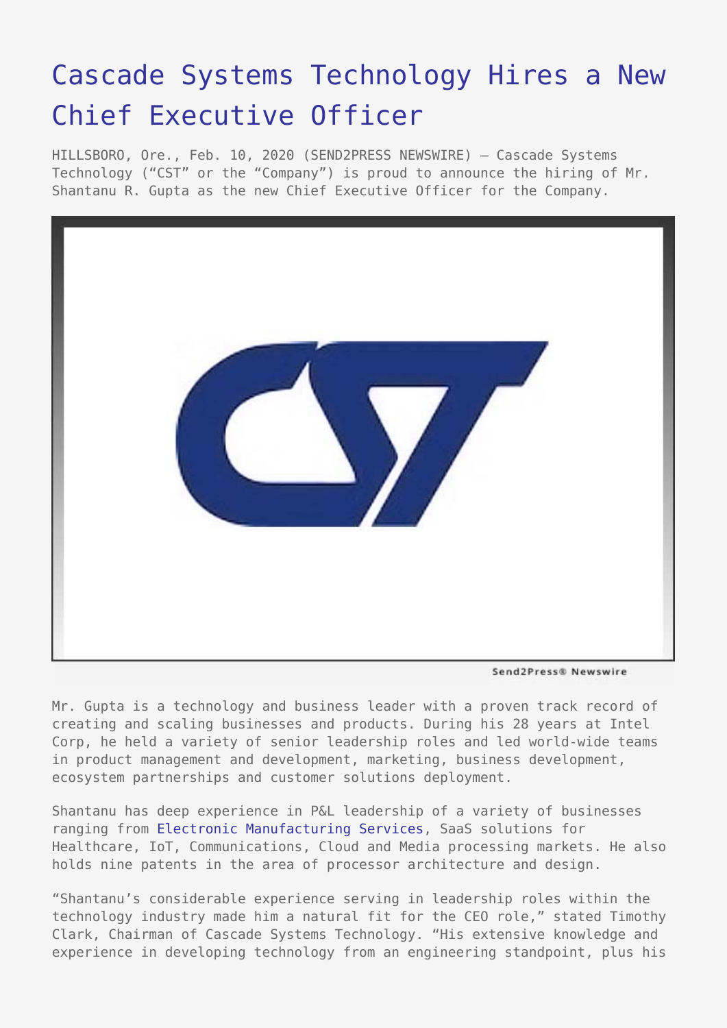# Cascade Systems Technology Hires a New Chief Executive Officer

HILLSBORO, Ore., Feb. 10, 2020 (SEND2PRESS NEWSWIRE) — Cascade Systems Technology ("CST" or the "Company") is proud to announce the hiring of Mr. Shantanu R. Gupta as the new Chief Executive Officer for the Company.

Send2Press® Newswire

Mr. Gupta is a technology and business leader with a proven track record of creating and scaling businesses and products. During his 28 years at Intel Corp, he held a variety of senior leadership roles and led world-wide teams in product management and development, marketing, business development, ecosystem partnerships and customer solutions deployment.

Shantanu has deep experience in P&L leadership of a variety of businesses ranging from Electronic Manufacturing Services, SaaS solutions for Healthcare, IoT, Communications, Cloud and Media processing markets. He also holds nine patents in the area of processor architecture and design.

"Shantanu's considerable experience serving in leadership roles within the technology industry made him a natural fit for the CEO role," stated Timothy Clark, Chairman of Cascade Systems Technology. "His extensive knowledge and experience in developing technology from an engineering standpoint, plus his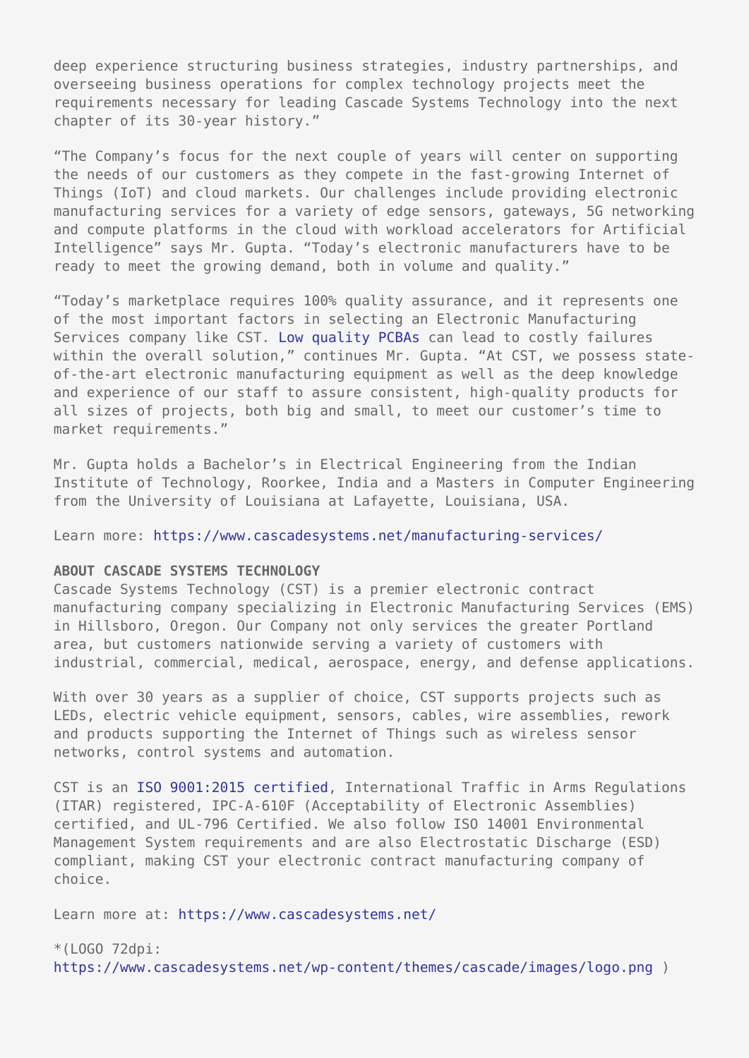deep experience structuring business strategies, industry partnerships, and overseeing business operations for complex technology projects meet the requirements necessary for leading Cascade Systems Technology into the next chapter of its 30-year history."

"The Company's focus for the next couple of years will center on supporting the needs of our customers as they compete in the fast-growing Internet of Things (IoT) and cloud markets. Our challenges include providing electronic manufacturing services for a variety of edge sensors, gateways, 5G networking and compute platforms in the cloud with workload accelerators for Artificial Intelligence" says Mr. Gupta. "Today's electronic manufacturers have to be ready to meet the growing demand, both in volume and quality."

"Today's marketplace requires 100% quality assurance, and it represents one of the most important factors in selecting an Electronic Manufacturing Services company like CST. Low quality PCBAs can lead to costly failures within the overall solution," continues Mr. Gupta. "At CST, we possess state-of-the-art electronic manufacturing equipment as well as the deep knowledge and experience of our staff to assure consistent, high-quality products for all sizes of projects, both big and small, to meet our customer's time to market requirements."

Mr. Gupta holds a Bachelor's in Electrical Engineering from the Indian Institute of Technology, Roorkee, India and a Masters in Computer Engineering from the University of Louisiana at Lafayette, Louisiana, USA.

Learn more: https://www.cascadesystems.net/manufacturing-services/

**ABOUT CASCADE SYSTEMS TECHNOLOGY**

Cascade Systems Technology (CST) is a premier electronic contract manufacturing company specializing in Electronic Manufacturing Services (EMS) in Hillsboro, Oregon. Our Company not only services the greater Portland area, but customers nationwide serving a variety of customers with industrial, commercial, medical, aerospace, energy, and defense applications.

With over 30 years as a supplier of choice, CST supports projects such as LEDs, electric vehicle equipment, sensors, cables, wire assemblies, rework and products supporting the Internet of Things such as wireless sensor networks, control systems and automation.

CST is an ISO 9001:2015 certified, International Traffic in Arms Regulations (ITAR) registered, IPC-A-610F (Acceptability of Electronic Assemblies) certified, and UL-796 Certified. We also follow ISO 14001 Environmental Management System requirements and are also Electrostatic Discharge (ESD) compliant, making CST your electronic contract manufacturing company of choice.

Learn more at: https://www.cascadesystems.net/

*(LOGO 72dpi: https://www.cascadesystems.net/wp-content/themes/cascade/images/logo.png )